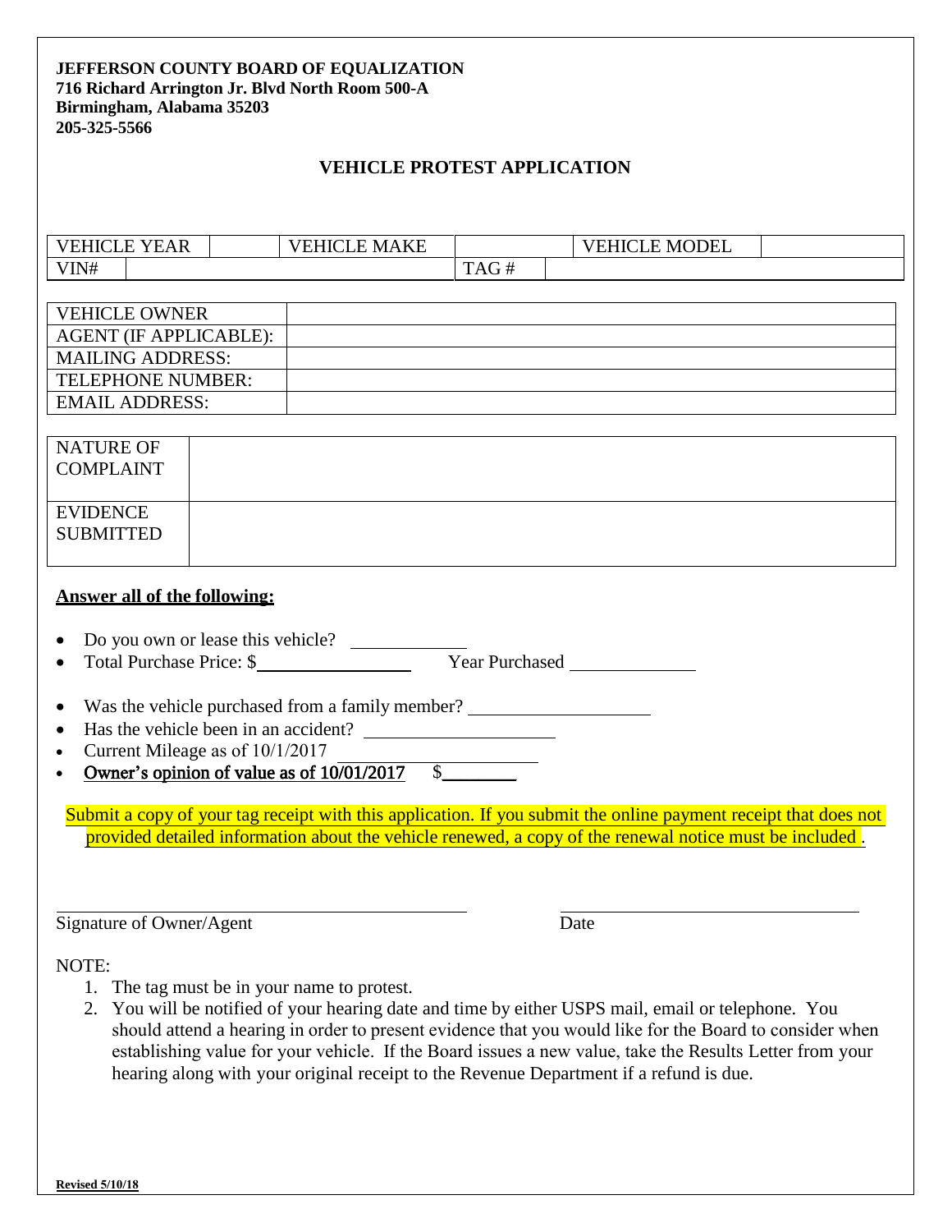**JEFFERSON COUNTY BOARD OF EQUALIZATION**
**716 Richard Arrington Jr. Blvd North Room 500-A**
**Birmingham, Alabama 35203**
**205-325-5566**

## VEHICLE PROTEST APPLICATION

| VEHICLE YEAR | | VEHICLE MAKE | | VEHICLE MODEL | |
|---|---|---|---|---|---|
| VIN# | | | TAG # | | |

| VEHICLE OWNER | |
|---|---|
| AGENT (IF APPLICABLE): | |
| MAILING ADDRESS: | |
| TELEPHONE NUMBER: | |
| EMAIL ADDRESS: | |

| NATURE OF COMPLAINT | |
|---|---|
| EVIDENCE SUBMITTED | |

**Answer all of the following:**

- Do you own or lease this vehicle? ____________
- Total Purchase Price: $________________ Year Purchased _____________
- Was the vehicle purchased from a family member? ___________________
- Has the vehicle been in an accident? ____________________
- Current Mileage as of 10/1/2017 ____________________
- **Owner's opinion of value as of 10/01/2017** $________

Submit a copy of your tag receipt with this application. If you submit the online payment receipt that does not provided detailed information about the vehicle renewed, a copy of the renewal notice must be included .

_______________________________ _______________________
Signature of Owner/Agent Date

NOTE:

1. The tag must be in your name to protest.
2. You will be notified of your hearing date and time by either USPS mail, email or telephone. You should attend a hearing in order to present evidence that you would like for the Board to consider when establishing value for your vehicle. If the Board issues a new value, take the Results Letter from your hearing along with your original receipt to the Revenue Department if a refund is due.

**Revised 5/10/18**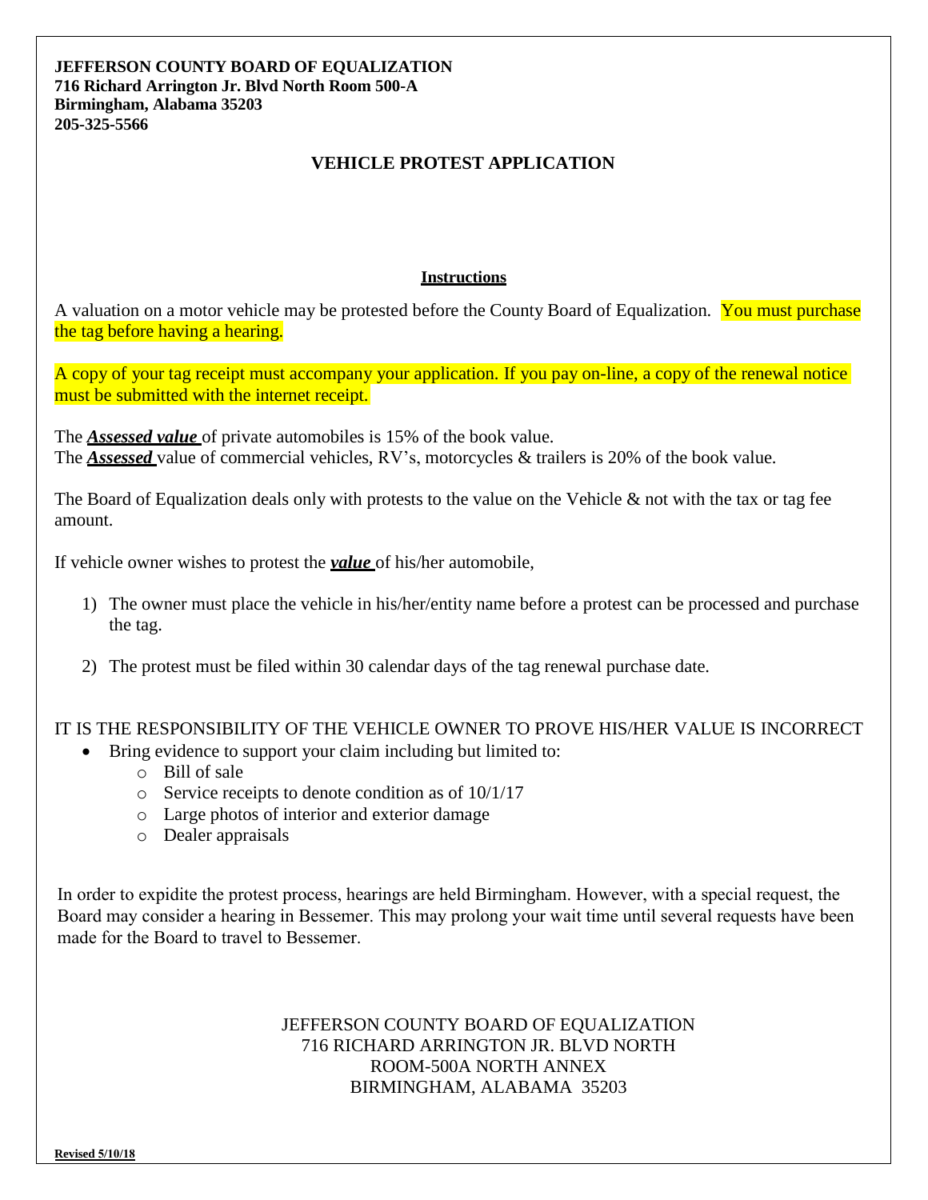**JEFFERSON COUNTY BOARD OF EQUALIZATION**
**716 Richard Arrington Jr. Blvd North Room 500-A**
**Birmingham, Alabama 35203**
**205-325-5566**

## VEHICLE PROTEST APPLICATION

### Instructions

A valuation on a motor vehicle may be protested before the County Board of Equalization. You must purchase the tag before having a hearing.

A copy of your tag receipt must accompany your application. If you pay on-line, a copy of the renewal notice must be submitted with the internet receipt.

The ***Assessed value*** of private automobiles is 15% of the book value.
The ***Assessed*** value of commercial vehicles, RV's, motorcycles & trailers is 20% of the book value.

The Board of Equalization deals only with protests to the value on the Vehicle & not with the tax or tag fee amount.

If vehicle owner wishes to protest the ***value*** of his/her automobile,

1) The owner must place the vehicle in his/her/entity name before a protest can be processed and purchase the tag.

2) The protest must be filed within 30 calendar days of the tag renewal purchase date.

IT IS THE RESPONSIBILITY OF THE VEHICLE OWNER TO PROVE HIS/HER VALUE IS INCORRECT

- Bring evidence to support your claim including but limited to:
  - Bill of sale
  - Service receipts to denote condition as of 10/1/17
  - Large photos of interior and exterior damage
  - Dealer appraisals

In order to expidite the protest process, hearings are held Birmingham. However, with a special request, the Board may consider a hearing in Bessemer. This may prolong your wait time until several requests have been made for the Board to travel to Bessemer.

JEFFERSON COUNTY BOARD OF EQUALIZATION
716 RICHARD ARRINGTON JR. BLVD NORTH
ROOM-500A NORTH ANNEX
BIRMINGHAM, ALABAMA 35203

**Revised 5/10/18**